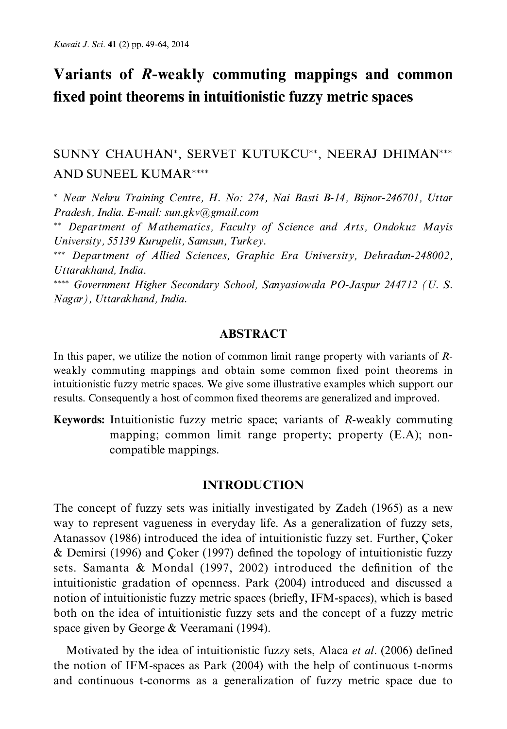# Variants of *R*-weakly commuting mappings and common fixed point theorems in intuitionistic fuzzy metric spaces

SUNNY CHAUHAN[*], SERVET KUTUKCU[**], NEERAJ DHIMAN[***] AND SUNEEL KUMAR[****]

[*] *Near Nehru Training Centre, H. No: 274, Nai Basti B-14, Bijnor-246701, Uttar Pradesh, India. E-mail: sun.gkv@gmail.com*

[**] *Department of Mathematics, Faculty of Science and Arts, Ondokuz Mayis University, 55139 Kurupelit, Samsun, Turkey.*

[***] *Department of Allied Sciences, Graphic Era University, Dehradun-248002, Uttarakhand, India.*

[****] *Government Higher Secondary School, Sanyasiowala PO-Jaspur 244712 (U. S. Nagar), Uttarakhand, India.*

## ABSTRACT

In this paper, we utilize the notion of common limit range property with variants of *R*-weakly commuting mappings and obtain some common fixed point theorems in intuitionistic fuzzy metric spaces. We give some illustrative examples which support our results. Consequently a host of common fixed theorems are generalized and improved.

**Keywords:** Intuitionistic fuzzy metric space; variants of *R*-weakly commuting mapping; common limit range property; property (E.A); non-compatible mappings.

## INTRODUCTION

The concept of fuzzy sets was initially investigated by Zadeh (1965) as a new way to represent vagueness in everyday life. As a generalization of fuzzy sets, Atanassov (1986) introduced the idea of intuitionistic fuzzy set. Further, Çoker & Demirsi (1996) and Çoker (1997) defined the topology of intuitionistic fuzzy sets. Samanta & Mondal (1997, 2002) introduced the definition of the intuitionistic gradation of openness. Park (2004) introduced and discussed a notion of intuitionistic fuzzy metric spaces (briefly, IFM-spaces), which is based both on the idea of intuitionistic fuzzy sets and the concept of a fuzzy metric space given by George & Veeramani (1994).

Motivated by the idea of intuitionistic fuzzy sets, Alaca *et al*. (2006) defined the notion of IFM-spaces as Park (2004) with the help of continuous t-norms and continuous t-conorms as a generalization of fuzzy metric space due to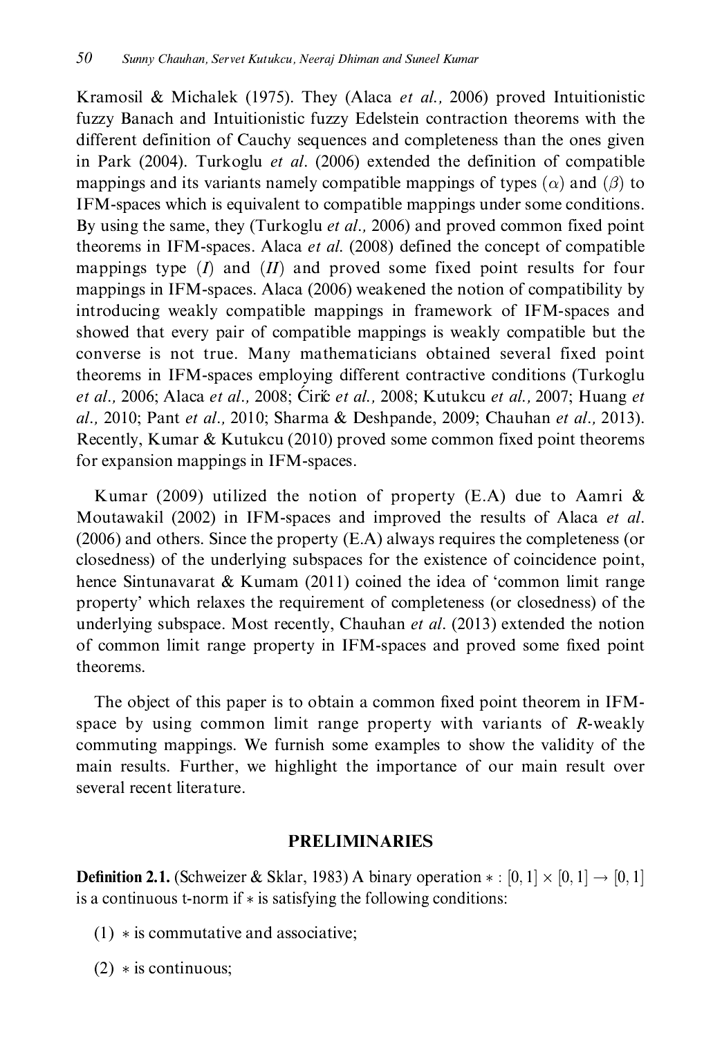Kramosil & Michalek (1975). They (Alaca *et al.,* 2006) proved Intuitionistic fuzzy Banach and Intuitionistic fuzzy Edelstein contraction theorems with the different definition of Cauchy sequences and completeness than the ones given in Park (2004). Turkoglu *et al.* (2006) extended the definition of compatible mappings and its variants namely compatible mappings of types $(\alpha)$ and $(\beta)$ to IFM-spaces which is equivalent to compatible mappings under some conditions. By using the same, they (Turkoglu *et al.,* 2006) and proved common fixed point theorems in IFM-spaces. Alaca *et al.* (2008) defined the concept of compatible mappings type $(I)$ and $(II)$ and proved some fixed point results for four mappings in IFM-spaces. Alaca (2006) weakened the notion of compatibility by introducing weakly compatible mappings in framework of IFM-spaces and showed that every pair of compatible mappings is weakly compatible but the converse is not true. Many mathematicians obtained several fixed point theorems in IFM-spaces employing different contractive conditions (Turkoglu *et al.,* 2006; Alaca *et al.,* 2008; Ćirić *et al.,* 2008; Kutukcu *et al.,* 2007; Huang *et al.,* 2010; Pant *et al.,* 2010; Sharma & Deshpande, 2009; Chauhan *et al.,* 2013). Recently, Kumar & Kutukcu (2010) proved some common fixed point theorems for expansion mappings in IFM-spaces.

Kumar (2009) utilized the notion of property (E.A) due to Aamri & Moutawakil (2002) in IFM-spaces and improved the results of Alaca *et al.* (2006) and others. Since the property (E.A) always requires the completeness (or closedness) of the underlying subspaces for the existence of coincidence point, hence Sintunavarat & Kumam (2011) coined the idea of 'common limit range property' which relaxes the requirement of completeness (or closedness) of the underlying subspace. Most recently, Chauhan *et al.* (2013) extended the notion of common limit range property in IFM-spaces and proved some fixed point theorems.

The object of this paper is to obtain a common fixed point theorem in IFM-space by using common limit range property with variants of *R*-weakly commuting mappings. We furnish some examples to show the validity of the main results. Further, we highlight the importance of our main result over several recent literature.

## PRELIMINARIES

**Definition 2.1.** (Schweizer & Sklar, 1983) A binary operation $* : [0,1] \times [0,1] \to [0,1]$ is a continuous t-norm if $*$ is satisfying the following conditions:

(1) $*$ is commutative and associative;

(2) $*$ is continuous;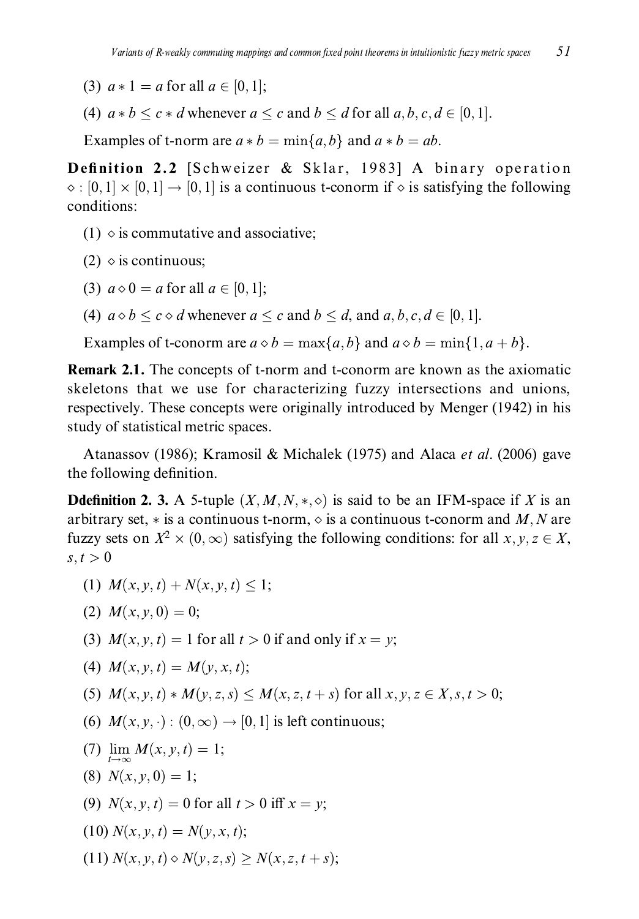(3) $a * 1 = a$ for all $a \in [0, 1]$;

(4) $a * b \leq c * d$ whenever $a \leq c$ and $b \leq d$ for all $a, b, c, d \in [0, 1]$.

Examples of t-norm are $a * b = \min\{a, b\}$ and $a * b = ab$.

**Definition 2.2** [Schweizer & Sklar, 1983] A binary operation $\diamond : [0, 1] \times [0, 1] \to [0, 1]$ is a continuous t-conorm if $\diamond$ is satisfying the following conditions:

(1) $\diamond$ is commutative and associative;

(2) $\diamond$ is continuous;

(3) $a \diamond 0 = a$ for all $a \in [0, 1]$;

(4) $a \diamond b \leq c \diamond d$ whenever $a \leq c$ and $b \leq d$, and $a, b, c, d \in [0, 1]$.

Examples of t-conorm are $a \diamond b = \max\{a, b\}$ and $a \diamond b = \min\{1, a + b\}$.

**Remark 2.1.** The concepts of t-norm and t-conorm are known as the axiomatic skeletons that we use for characterizing fuzzy intersections and unions, respectively. These concepts were originally introduced by Menger (1942) in his study of statistical metric spaces.

Atanassov (1986); Kramosil & Michalek (1975) and Alaca *et al*. (2006) gave the following definition.

**Ddefinition 2. 3.** A 5-tuple $(X, M, N, *, \diamond)$ is said to be an IFM-space if $X$ is an arbitrary set, $*$ is a continuous t-norm, $\diamond$ is a continuous t-conorm and $M, N$ are fuzzy sets on $X^2 \times (0, \infty)$ satisfying the following conditions: for all $x, y, z \in X$, $s, t > 0$

(1) $M(x, y, t) + N(x, y, t) \leq 1$;

(2) $M(x, y, 0) = 0$;

(3) $M(x, y, t) = 1$ for all $t > 0$ if and only if $x = y$;

(4) $M(x, y, t) = M(y, x, t)$;

(5) $M(x, y, t) * M(y, z, s) \leq M(x, z, t + s)$ for all $x, y, z \in X, s, t > 0$;

(6) $M(x, y, \cdot) : (0, \infty) \to [0, 1]$ is left continuous;

(7) $\lim_{t \to \infty} M(x, y, t) = 1$;

(8) $N(x, y, 0) = 1$;

(9) $N(x, y, t) = 0$ for all $t > 0$ iff $x = y$;

(10) $N(x, y, t) = N(y, x, t)$;

(11) $N(x, y, t) \diamond N(y, z, s) \geq N(x, z, t + s)$;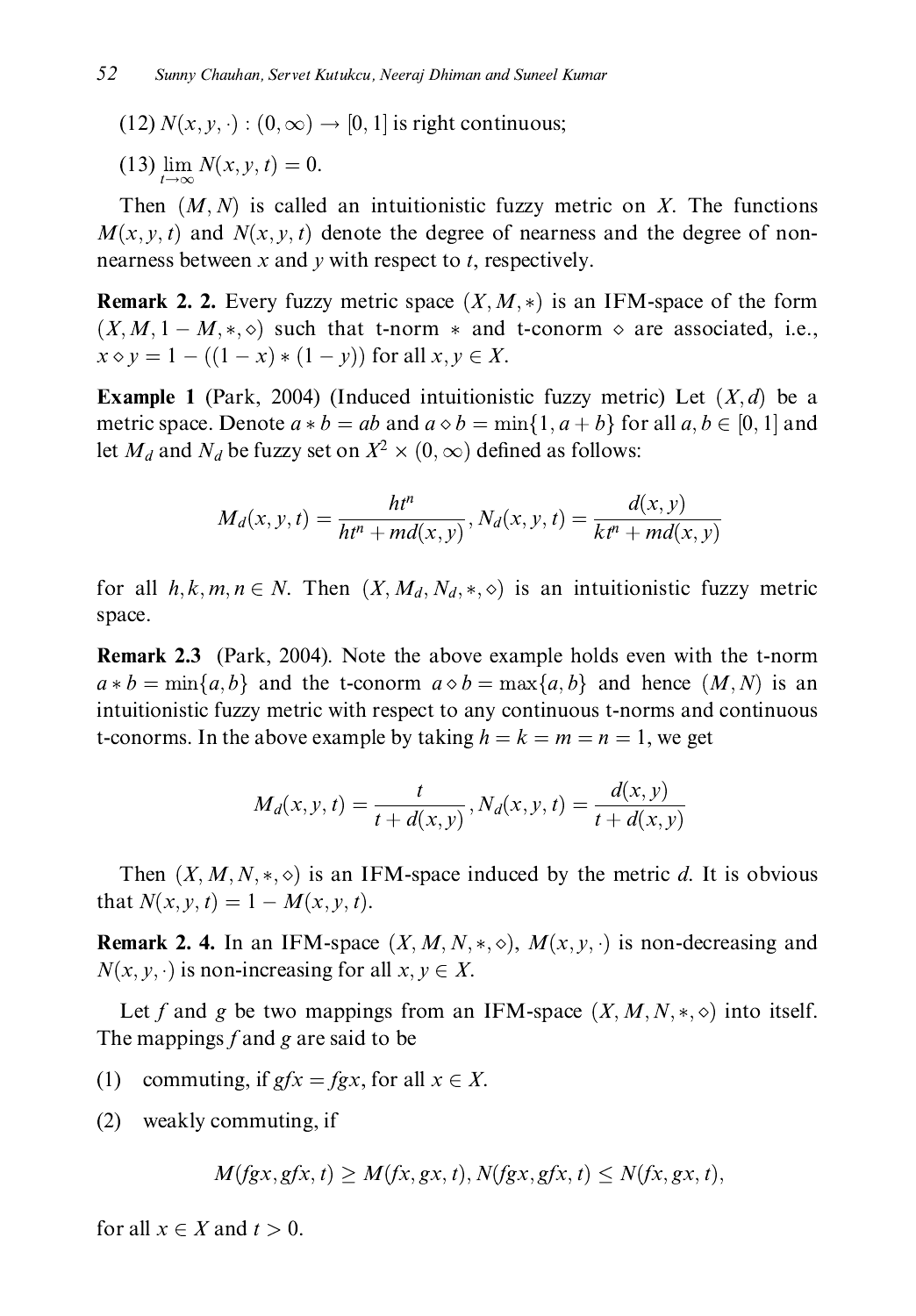(12) $N(x, y, \cdot) : (0, \infty) \to [0, 1]$ is right continuous;

(13) $\lim_{t \to \infty} N(x, y, t) = 0$.

Then $(M, N)$ is called an intuitionistic fuzzy metric on $X$. The functions $M(x, y, t)$ and $N(x, y, t)$ denote the degree of nearness and the degree of non-nearness between $x$ and $y$ with respect to $t$, respectively.

**Remark 2. 2.** Every fuzzy metric space $(X, M, *)$ is an IFM-space of the form $(X, M, 1 - M, *, \diamond)$ such that t-norm $*$ and t-conorm $\diamond$ are associated, i.e., $x \diamond y = 1 - ((1 - x) * (1 - y))$ for all $x, y \in X$.

**Example 1** (Park, 2004) (Induced intuitionistic fuzzy metric) Let $(X, d)$ be a metric space. Denote $a * b = ab$ and $a \diamond b = \min\{1, a + b\}$ for all $a, b \in [0, 1]$ and let $M_d$ and $N_d$ be fuzzy set on $X^2 \times (0, \infty)$ defined as follows:

$$M_d(x, y, t) = \frac{ht^n}{ht^n + md(x, y)}, N_d(x, y, t) = \frac{d(x, y)}{kt^n + md(x, y)}$$

for all $h, k, m, n \in N$. Then $(X, M_d, N_d, *, \diamond)$ is an intuitionistic fuzzy metric space.

**Remark 2.3** (Park, 2004). Note the above example holds even with the t-norm $a * b = \min\{a, b\}$ and the t-conorm $a \diamond b = \max\{a, b\}$ and hence $(M, N)$ is an intuitionistic fuzzy metric with respect to any continuous t-norms and continuous t-conorms. In the above example by taking $h = k = m = n = 1$, we get

$$M_d(x, y, t) = \frac{t}{t + d(x, y)}, N_d(x, y, t) = \frac{d(x, y)}{t + d(x, y)}$$

Then $(X, M, N, *, \diamond)$ is an IFM-space induced by the metric $d$. It is obvious that $N(x, y, t) = 1 - M(x, y, t)$.

**Remark 2. 4.** In an IFM-space $(X, M, N, *, \diamond)$, $M(x, y, \cdot)$ is non-decreasing and $N(x, y, \cdot)$ is non-increasing for all $x, y \in X$.

Let $f$ and $g$ be two mappings from an IFM-space $(X, M, N, *, \diamond)$ into itself. The mappings $f$ and $g$ are said to be

(1) commuting, if $gfx = fgx$, for all $x \in X$.

(2) weakly commuting, if

$$M(fgx, gfx, t) \geq M(fx, gx, t), N(fgx, gfx, t) \leq N(fx, gx, t),$$

for all $x \in X$ and $t > 0$.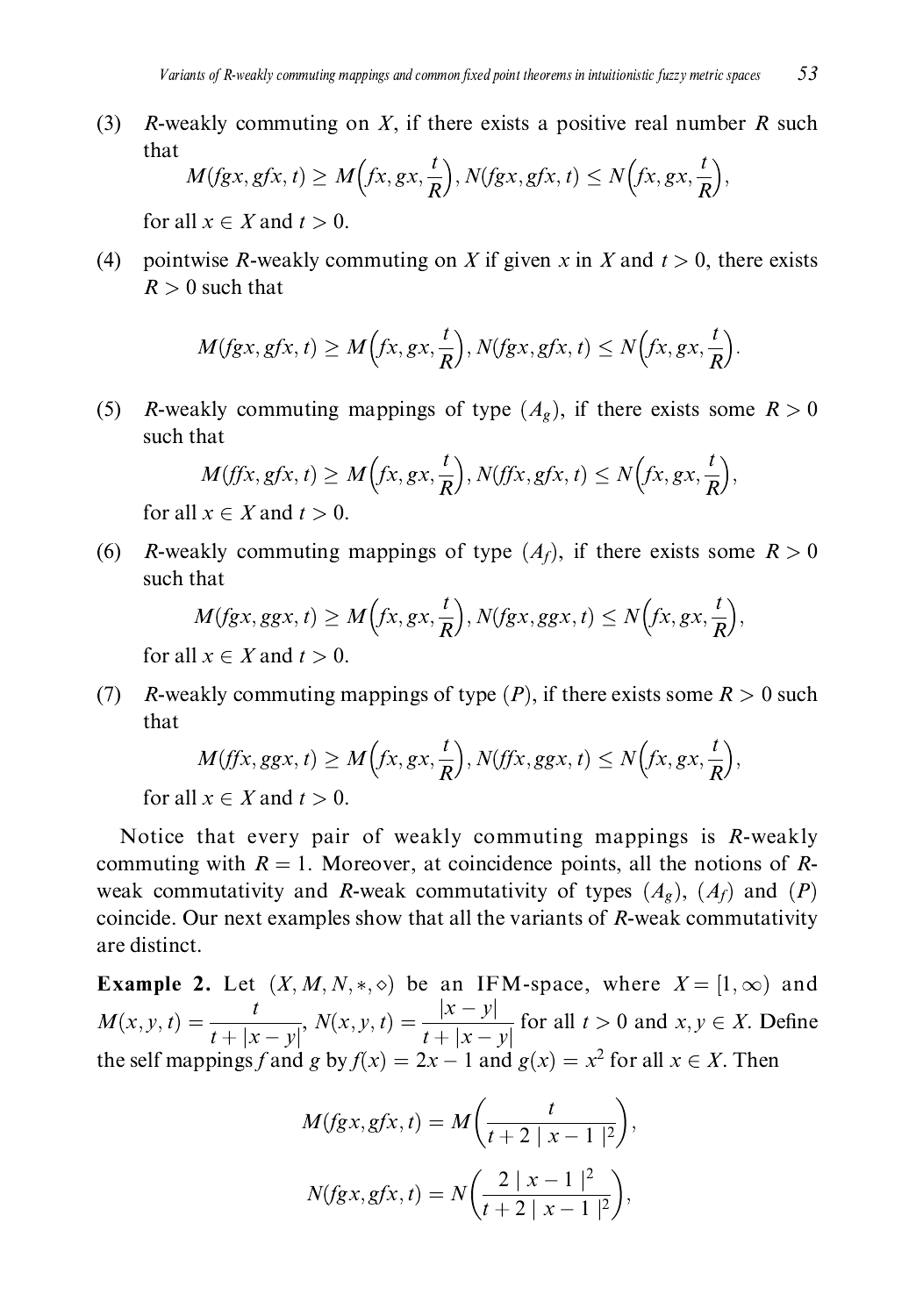(3) $R$-weakly commuting on $X$, if there exists a positive real number $R$ such that

$$M(fgx, gfx, t) \geq M\Big(fx, gx, \frac{t}{R}\Big), N(fgx, gfx, t) \leq N\Big(fx, gx, \frac{t}{R}\Big),$$

for all $x \in X$ and $t > 0$.

(4) pointwise $R$-weakly commuting on $X$ if given $x$ in $X$ and $t > 0$, there exists $R > 0$ such that

$$M(fgx, gfx, t) \geq M\Big(fx, gx, \frac{t}{R}\Big), N(fgx, gfx, t) \leq N\Big(fx, gx, \frac{t}{R}\Big).$$

(5) $R$-weakly commuting mappings of type $(A_g)$, if there exists some $R > 0$ such that

$$M(ffx, gfx, t) \geq M\Big(fx, gx, \frac{t}{R}\Big), N(ffx, gfx, t) \leq N\Big(fx, gx, \frac{t}{R}\Big),$$

for all $x \in X$ and $t > 0$.

(6) $R$-weakly commuting mappings of type $(A_f)$, if there exists some $R > 0$ such that

$$M(fgx, ggx, t) \geq M\Big(fx, gx, \frac{t}{R}\Big), N(fgx, ggx, t) \leq N\Big(fx, gx, \frac{t}{R}\Big),$$

for all $x \in X$ and $t > 0$.

(7) $R$-weakly commuting mappings of type $(P)$, if there exists some $R > 0$ such that

$$M(ffx, ggx, t) \geq M\Big(fx, gx, \frac{t}{R}\Big), N(ffx, ggx, t) \leq N\Big(fx, gx, \frac{t}{R}\Big),$$

for all $x \in X$ and $t > 0$.

Notice that every pair of weakly commuting mappings is $R$-weakly commuting with $R = 1$. Moreover, at coincidence points, all the notions of $R$-weak commutativity and $R$-weak commutativity of types $(A_g)$, $(A_f)$ and $(P)$ coincide. Our next examples show that all the variants of $R$-weak commutativity are distinct.

**Example 2.** Let $(X, M, N, *, \diamond)$ be an IFM-space, where $X = [1, \infty)$ and $M(x, y, t) = \dfrac{t}{t + |x - y|}$, $N(x, y, t) = \dfrac{|x - y|}{t + |x - y|}$ for all $t > 0$ and $x, y \in X$. Define the self mappings $f$ and $g$ by $f(x) = 2x - 1$ and $g(x) = x^2$ for all $x \in X$. Then

$$M(fgx, gfx, t) = M\left(\frac{t}{t + 2 \mid x - 1 \mid^2}\right),$$

$$N(fgx, gfx, t) = N\left(\frac{2 \mid x - 1 \mid^2}{t + 2 \mid x - 1 \mid^2}\right),$$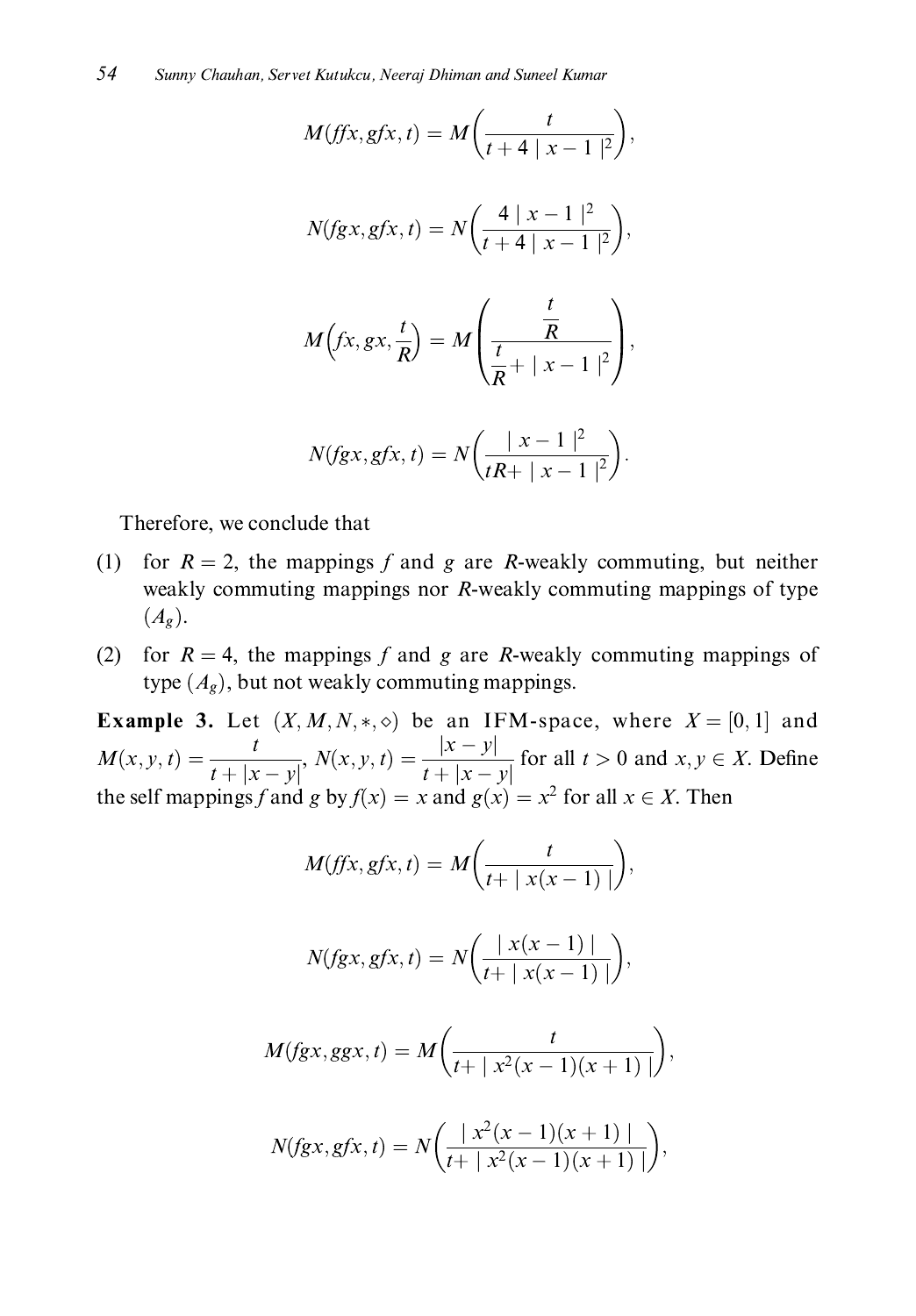$$M(ffx, gfx, t) = M\left(\frac{t}{t + 4 \mid x - 1 \mid^2}\right),$$

$$N(fgx, gfx, t) = N\left(\frac{4 \mid x - 1 \mid^2}{t + 4 \mid x - 1 \mid^2}\right),$$

$$M\left(fx, gx, \frac{t}{R}\right) = M\left(\frac{\frac{t}{R}}{\frac{t}{R} + \mid x - 1 \mid^2}\right),$$

$$N(fgx, gfx, t) = N\left(\frac{\mid x - 1 \mid^2}{tR + \mid x - 1 \mid^2}\right).$$

Therefore, we conclude that

(1) for $R = 2$, the mappings $f$ and $g$ are $R$-weakly commuting, but neither weakly commuting mappings nor $R$-weakly commuting mappings of type $(A_g)$.

(2) for $R = 4$, the mappings $f$ and $g$ are $R$-weakly commuting mappings of type $(A_g)$, but not weakly commuting mappings.

**Example 3.** Let $(X, M, N, *, \diamond)$ be an IFM-space, where $X = [0, 1]$ and $M(x, y, t) = \frac{t}{t + |x - y|}$, $N(x, y, t) = \frac{|x - y|}{t + |x - y|}$ for all $t > 0$ and $x, y \in X$. Define the self mappings $f$ and $g$ by $f(x) = x$ and $g(x) = x^2$ for all $x \in X$. Then

$$M(ffx, gfx, t) = M\left(\frac{t}{t + \mid x(x - 1) \mid}\right),$$

$$N(fgx, gfx, t) = N\left(\frac{\mid x(x - 1) \mid}{t + \mid x(x - 1) \mid}\right),$$

$$M(fgx, ggx, t) = M\left(\frac{t}{t + \mid x^2(x - 1)(x + 1) \mid}\right),$$

$$N(fgx, gfx, t) = N\left(\frac{\mid x^2(x - 1)(x + 1) \mid}{t + \mid x^2(x - 1)(x + 1) \mid}\right),$$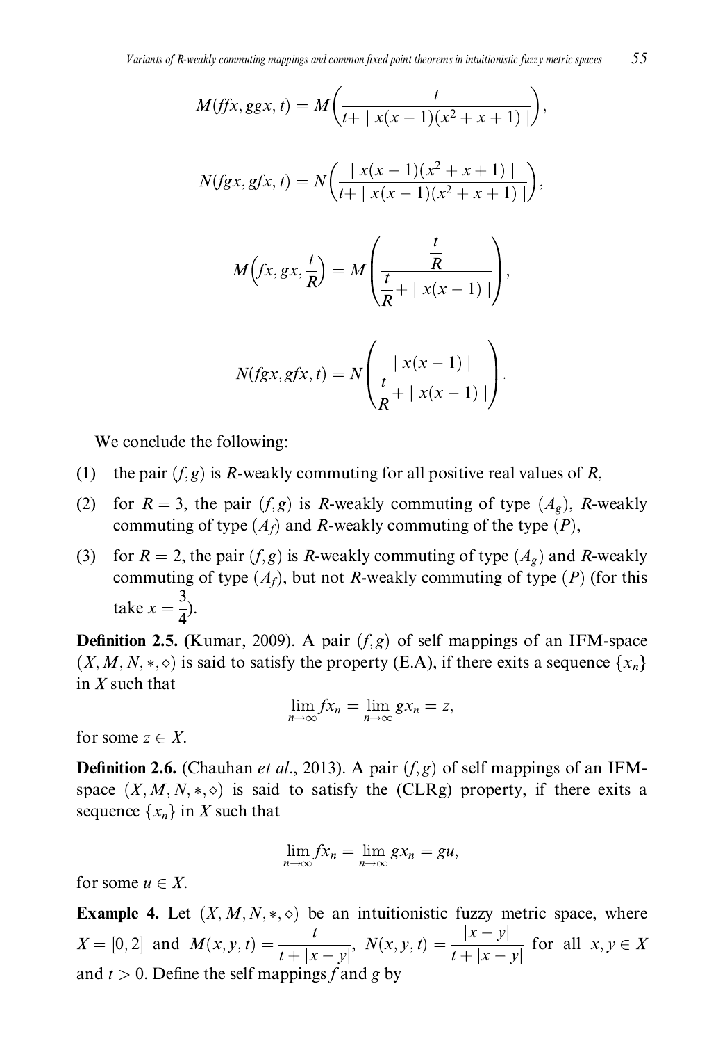$$M(ffx, ggx, t) = M\left(\frac{t}{t+ \mid x(x-1)(x^2+x+1) \mid}\right),$$

$$N(fgx, gfx, t) = N\left(\frac{\mid x(x-1)(x^2+x+1) \mid}{t+ \mid x(x-1)(x^2+x+1) \mid}\right),$$

$$M\left(fx, gx, \frac{t}{R}\right) = M\left(\frac{\frac{t}{R}}{\frac{t}{R}+ \mid x(x-1) \mid}\right),$$

$$N(fgx, gfx, t) = N\left(\frac{\mid x(x-1) \mid}{\frac{t}{R}+ \mid x(x-1) \mid}\right).$$

We conclude the following:

(1) the pair $(f, g)$ is $R$-weakly commuting for all positive real values of $R$,

(2) for $R = 3$, the pair $(f, g)$ is $R$-weakly commuting of type $(A_g)$, $R$-weakly commuting of type $(A_f)$ and $R$-weakly commuting of the type $(P)$,

(3) for $R = 2$, the pair $(f, g)$ is $R$-weakly commuting of type $(A_g)$ and $R$-weakly commuting of type $(A_f)$, but not $R$-weakly commuting of type $(P)$ (for this take $x = \frac{3}{4}$).

**Definition 2.5. (**Kumar, 2009). A pair $(f, g)$ of self mappings of an IFM-space $(X, M, N, *, \diamond)$ is said to satisfy the property (E.A), if there exits a sequence $\{x_n\}$ in $X$ such that

$$\lim_{n\to\infty} fx_n = \lim_{n\to\infty} gx_n = z,$$

for some $z \in X$.

**Definition 2.6.** (Chauhan *et al*., 2013). A pair $(f, g)$ of self mappings of an IFM-space $(X, M, N, *, \diamond)$ is said to satisfy the (CLRg) property, if there exits a sequence $\{x_n\}$ in $X$ such that

$$\lim_{n\to\infty} fx_n = \lim_{n\to\infty} gx_n = gu,$$

for some $u \in X$.

**Example 4.** Let $(X, M, N, *, \diamond)$ be an intuitionistic fuzzy metric space, where $X = [0, 2]$ and $M(x, y, t) = \frac{t}{t + |x - y|}$, $N(x, y, t) = \frac{|x - y|}{t + |x - y|}$ for all $x, y \in X$ and $t > 0$. Define the self mappings $f$ and $g$ by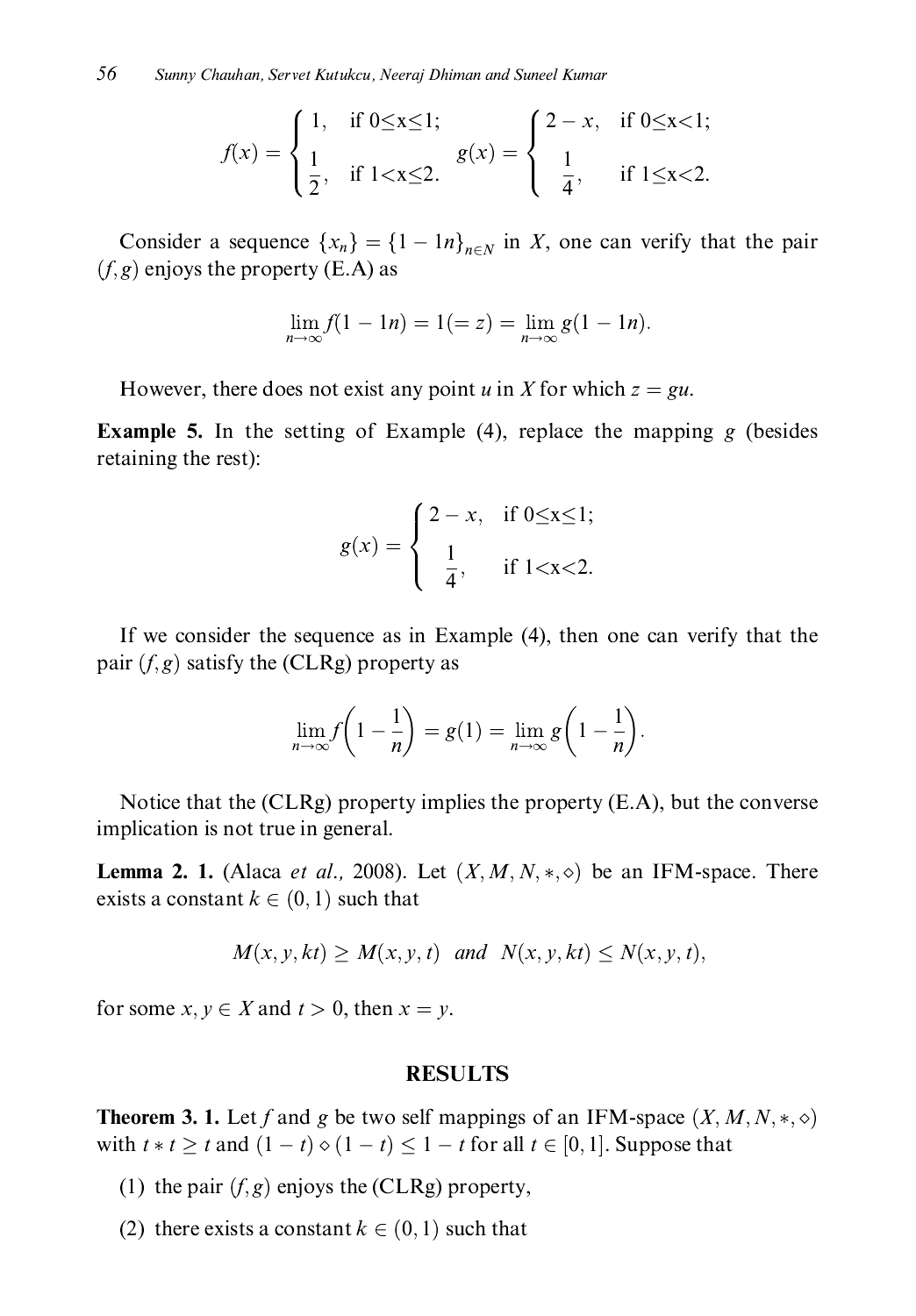$$f(x) = \begin{cases} 1, & \text{if } 0 \leq x \leq 1; \\ \dfrac{1}{2}, & \text{if } 1 < x \leq 2. \end{cases} \quad g(x) = \begin{cases} 2 - x, & \text{if } 0 \leq x < 1; \\ \dfrac{1}{4}, & \text{if } 1 \leq x < 2. \end{cases}$$

Consider a sequence $\{x_n\} = \{1 - 1n\}_{n \in N}$ in $X$, one can verify that the pair $(f, g)$ enjoys the property (E.A) as

$$\lim_{n \to \infty} f(1 - 1n) = 1 (= z) = \lim_{n \to \infty} g(1 - 1n).$$

However, there does not exist any point $u$ in $X$ for which $z = gu$.

**Example 5.** In the setting of Example (4), replace the mapping $g$ (besides retaining the rest):

$$g(x) = \begin{cases} 2 - x, & \text{if } 0 \leq x \leq 1; \\ \dfrac{1}{4}, & \text{if } 1 < x < 2. \end{cases}$$

If we consider the sequence as in Example (4), then one can verify that the pair $(f, g)$ satisfy the (CLRg) property as

$$\lim_{n \to \infty} f\left(1 - \frac{1}{n}\right) = g(1) = \lim_{n \to \infty} g\left(1 - \frac{1}{n}\right).$$

Notice that the (CLRg) property implies the property (E.A), but the converse implication is not true in general.

**Lemma 2. 1.** (Alaca *et al.*, 2008). Let $(X, M, N, *, \diamond)$ be an IFM-space. There exists a constant $k \in (0, 1)$ such that

$$M(x, y, kt) \geq M(x, y, t) \quad \text{and} \quad N(x, y, kt) \leq N(x, y, t),$$

for some $x, y \in X$ and $t > 0$, then $x = y$.

## RESULTS

**Theorem 3. 1.** Let $f$ and $g$ be two self mappings of an IFM-space $(X, M, N, *, \diamond)$ with $t * t \geq t$ and $(1 - t) \diamond (1 - t) \leq 1 - t$ for all $t \in [0, 1]$. Suppose that

(1) the pair $(f, g)$ enjoys the (CLRg) property,

(2) there exists a constant $k \in (0, 1)$ such that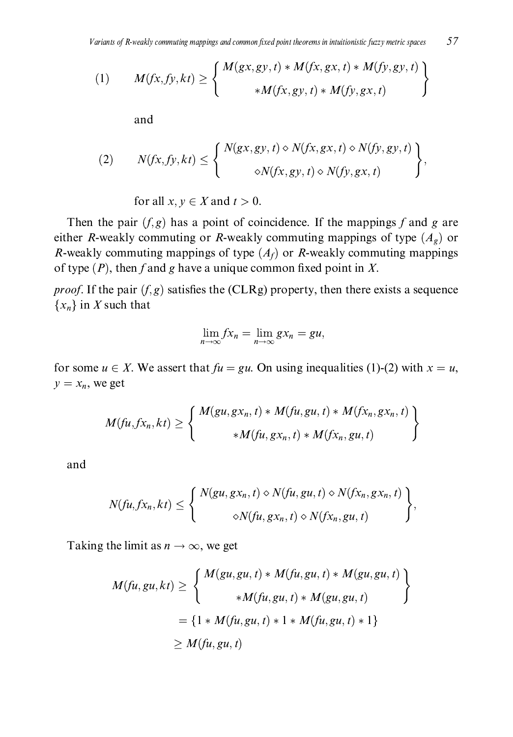$$(1) \qquad M(fx, fy, kt) \geq \left\{ \begin{array}{c} M(gx, gy, t) * M(fx, gx, t) * M(fy, gy, t) \\ * M(fx, gy, t) * M(fy, gx, t) \end{array} \right\}$$

and

$$(2) \qquad N(fx, fy, kt) \leq \left\{ \begin{array}{c} N(gx, gy, t) \diamond N(fx, gx, t) \diamond N(fy, gy, t) \\ \diamond N(fx, gy, t) \diamond N(fy, gx, t) \end{array} \right\},$$

for all $x, y \in X$ and $t > 0$.

Then the pair $(f, g)$ has a point of coincidence. If the mappings $f$ and $g$ are either $R$-weakly commuting or $R$-weakly commuting mappings of type $(A_g)$ or $R$-weakly commuting mappings of type $(A_f)$ or $R$-weakly commuting mappings of type $(P)$, then $f$ and $g$ have a unique common fixed point in $X$.

*proof*. If the pair $(f, g)$ satisfies the (CLRg) property, then there exists a sequence $\{x_n\}$ in $X$ such that

$$\lim_{n \to \infty} fx_n = \lim_{n \to \infty} gx_n = gu,$$

for some $u \in X$. We assert that $fu = gu$. On using inequalities (1)-(2) with $x = u$, $y = x_n$, we get

$$M(fu, fx_n, kt) \geq \left\{ \begin{array}{c} M(gu, gx_n, t) * M(fu, gu, t) * M(fx_n, gx_n, t) \\ * M(fu, gx_n, t) * M(fx_n, gu, t) \end{array} \right\}$$

and

$$N(fu, fx_n, kt) \leq \left\{ \begin{array}{c} N(gu, gx_n, t) \diamond N(fu, gu, t) \diamond N(fx_n, gx_n, t) \\ \diamond N(fu, gx_n, t) \diamond N(fx_n, gu, t) \end{array} \right\},$$

Taking the limit as $n \to \infty$, we get

$$\begin{aligned} M(fu, gu, kt) &\geq \left\{ \begin{array}{c} M(gu, gu, t) * M(fu, gu, t) * M(gu, gu, t) \\ * M(fu, gu, t) * M(gu, gu, t) \end{array} \right\} \\ &= \{1 * M(fu, gu, t) * 1 * M(fu, gu, t) * 1\} \\ &\geq M(fu, gu, t) \end{aligned}$$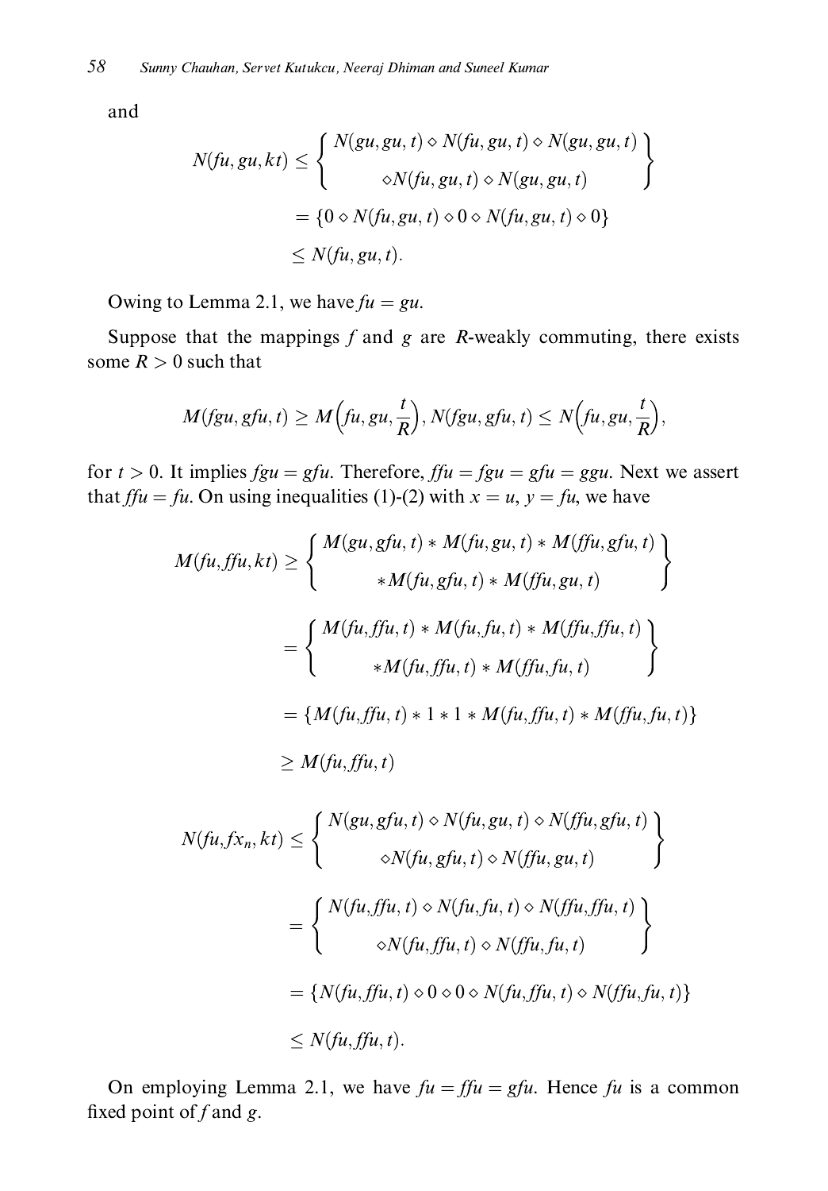and

$$
\begin{aligned}
N(fu, gu, kt) &\leq \left\{ \begin{array}{c} N(gu, gu, t) \diamond N(fu, gu, t) \diamond N(gu, gu, t) \\ \diamond N(fu, gu, t) \diamond N(gu, gu, t) \end{array} \right\} \\
&= \{0 \diamond N(fu, gu, t) \diamond 0 \diamond N(fu, gu, t) \diamond 0\} \\
&\leq N(fu, gu, t).
\end{aligned}
$$

Owing to Lemma 2.1, we have $fu = gu$.

Suppose that the mappings $f$ and $g$ are $R$-weakly commuting, there exists some $R > 0$ such that

$$
M(fgu, gfu, t) \geq M\Big(fu, gu, \frac{t}{R}\Big), N(fgu, gfu, t) \leq N\Big(fu, gu, \frac{t}{R}\Big),
$$

for $t > 0$. It implies $fgu = gfu$. Therefore, $ffu = fgu = gfu = ggu$. Next we assert that $ffu = fu$. On using inequalities (1)-(2) with $x = u$, $y = fu$, we have

$$
\begin{aligned}
M(fu, ffu, kt) &\geq \left\{ \begin{array}{c} M(gu, gfu, t) * M(fu, gu, t) * M(ffu, gfu, t) \\ * M(fu, gfu, t) * M(ffu, gu, t) \end{array} \right\} \\
&= \left\{ \begin{array}{c} M(fu, ffu, t) * M(fu, fu, t) * M(ffu, ffu, t) \\ * M(fu, ffu, t) * M(ffu, fu, t) \end{array} \right\} \\
&= \{M(fu, ffu, t) * 1 * 1 * M(fu, ffu, t) * M(ffu, fu, t)\} \\
&\geq M(fu, ffu, t)
\end{aligned}
$$

$$
\begin{aligned}
N(fu, fx_n, kt) &\leq \left\{ \begin{array}{c} N(gu, gfu, t) \diamond N(fu, gu, t) \diamond N(ffu, gfu, t) \\ \diamond N(fu, gfu, t) \diamond N(ffu, gu, t) \end{array} \right\} \\
&= \left\{ \begin{array}{c} N(fu, ffu, t) \diamond N(fu, fu, t) \diamond N(ffu, ffu, t) \\ \diamond N(fu, ffu, t) \diamond N(ffu, fu, t) \end{array} \right\} \\
&= \{N(fu, ffu, t) \diamond 0 \diamond 0 \diamond N(fu, ffu, t) \diamond N(ffu, fu, t)\} \\
&\leq N(fu, ffu, t).
\end{aligned}
$$

On employing Lemma 2.1, we have $fu = ffu = gfu$. Hence $fu$ is a common fixed point of $f$ and $g$.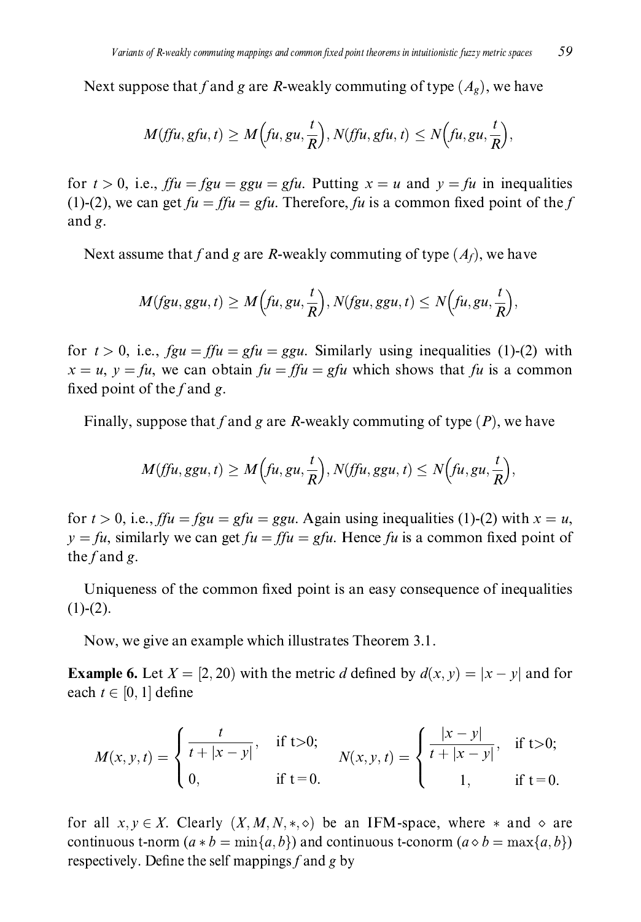Next suppose that $f$ and $g$ are $R$-weakly commuting of type $(A_g)$, we have

$$M(ffu, gfu, t) \geq M\Big(fu, gu, \frac{t}{R}\Big), N(ffu, gfu, t) \leq N\Big(fu, gu, \frac{t}{R}\Big),$$

for $t > 0$, i.e., $ffu = fgu = ggu = gfu$. Putting $x = u$ and $y = fu$ in inequalities (1)-(2), we can get $fu = ffu = gfu$. Therefore, $fu$ is a common fixed point of the $f$ and $g$.

Next assume that $f$ and $g$ are $R$-weakly commuting of type $(A_f)$, we have

$$M(fgu, ggu, t) \geq M\Big(fu, gu, \frac{t}{R}\Big), N(fgu, ggu, t) \leq N\Big(fu, gu, \frac{t}{R}\Big),$$

for $t > 0$, i.e., $fgu = ffu = gfu = ggu$. Similarly using inequalities (1)-(2) with $x = u$, $y = fu$, we can obtain $fu = ffu = gfu$ which shows that $fu$ is a common fixed point of the $f$ and $g$.

Finally, suppose that $f$ and $g$ are $R$-weakly commuting of type $(P)$, we have

$$M(ffu, ggu, t) \geq M\Big(fu, gu, \frac{t}{R}\Big), N(ffu, ggu, t) \leq N\Big(fu, gu, \frac{t}{R}\Big),$$

for $t > 0$, i.e., $ffu = fgu = gfu = ggu$. Again using inequalities (1)-(2) with $x = u$, $y = fu$, similarly we can get $fu = ffu = gfu$. Hence $fu$ is a common fixed point of the $f$ and $g$.

Uniqueness of the common fixed point is an easy consequence of inequalities (1)-(2).

Now, we give an example which illustrates Theorem 3.1.

**Example 6.** Let $X = [2, 20)$ with the metric $d$ defined by $d(x, y) = |x - y|$ and for each $t \in [0, 1]$ define

$$M(x, y, t) = \begin{cases} \dfrac{t}{t + |x - y|}, & \text{if t>0;} \\ 0, & \text{if t = 0.} \end{cases} \qquad N(x, y, t) = \begin{cases} \dfrac{|x - y|}{t + |x - y|}, & \text{if t>0;} \\ 1, & \text{if t = 0.} \end{cases}$$

for all $x, y \in X$. Clearly $(X, M, N, *, \diamond)$ be an IFM-space, where $*$ and $\diamond$ are continuous t-norm ($a * b = \min\{a, b\}$) and continuous t-conorm ($a \diamond b = \max\{a, b\}$) respectively. Define the self mappings $f$ and $g$ by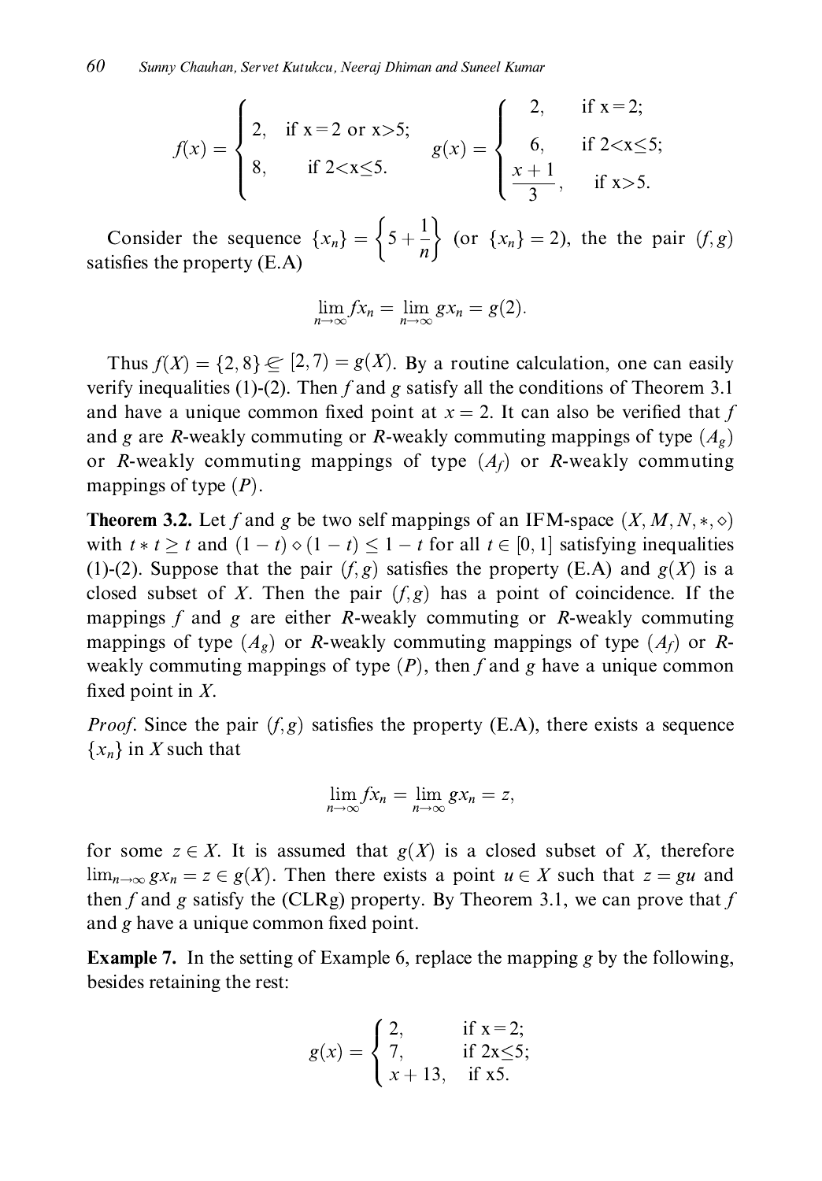$$f(x) = \begin{cases} 2, & \text{if x = 2 or x>5;} \\ 8, & \text{if 2<x≤5.} \end{cases} \qquad g(x) = \begin{cases} 2, & \text{if x = 2;} \\ 6, & \text{if 2<x≤5;} \\ \dfrac{x+1}{3}, & \text{if x>5.} \end{cases}$$

Consider the sequence $\{x_n\} = \left\{5 + \frac{1}{n}\right\}$ (or $\{x_n\} = 2$), the the pair $(f, g)$ satisfies the property (E.A)

$$\lim_{n\to\infty} fx_n = \lim_{n\to\infty} gx_n = g(2).$$

Thus $f(X) = \{2, 8\} \not\subseteq [2, 7) = g(X)$. By a routine calculation, one can easily verify inequalities (1)-(2). Then $f$ and $g$ satisfy all the conditions of Theorem 3.1 and have a unique common fixed point at $x = 2$. It can also be verified that $f$ and $g$ are $R$-weakly commuting or $R$-weakly commuting mappings of type $(A_g)$ or $R$-weakly commuting mappings of type $(A_f)$ or $R$-weakly commuting mappings of type $(P)$.

**Theorem 3.2.** Let $f$ and $g$ be two self mappings of an IFM-space $(X, M, N, *, \diamond)$ with $t * t \geq t$ and $(1 - t) \diamond (1 - t) \leq 1 - t$ for all $t \in [0, 1]$ satisfying inequalities (1)-(2). Suppose that the pair $(f, g)$ satisfies the property (E.A) and $g(X)$ is a closed subset of $X$. Then the pair $(f, g)$ has a point of coincidence. If the mappings $f$ and $g$ are either $R$-weakly commuting or $R$-weakly commuting mappings of type $(A_g)$ or $R$-weakly commuting mappings of type $(A_f)$ or $R$-weakly commuting mappings of type $(P)$, then $f$ and $g$ have a unique common fixed point in $X$.

*Proof.* Since the pair $(f, g)$ satisfies the property (E.A), there exists a sequence $\{x_n\}$ in $X$ such that

$$\lim_{n\to\infty} fx_n = \lim_{n\to\infty} gx_n = z,$$

for some $z \in X$. It is assumed that $g(X)$ is a closed subset of $X$, therefore $\lim_{n\to\infty} gx_n = z \in g(X)$. Then there exists a point $u \in X$ such that $z = gu$ and then $f$ and $g$ satisfy the (CLRg) property. By Theorem 3.1, we can prove that $f$ and $g$ have a unique common fixed point.

**Example 7.** In the setting of Example 6, replace the mapping $g$ by the following, besides retaining the rest:

$$g(x) = \begin{cases} 2, & \text{if x = 2;} \\ 7, & \text{if 2x≤5;} \\ x + 13, & \text{if x5.} \end{cases}$$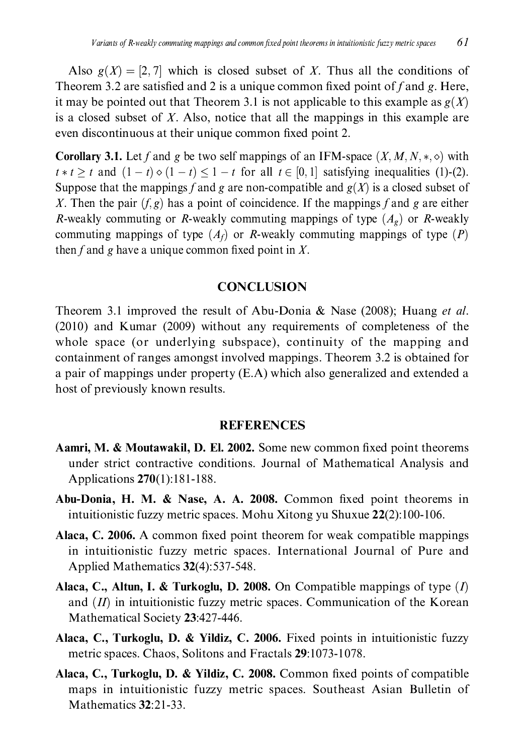Also $g(X) = [2, 7]$ which is closed subset of $X$. Thus all the conditions of Theorem 3.2 are satisfied and 2 is a unique common fixed point of $f$ and $g$. Here, it may be pointed out that Theorem 3.1 is not applicable to this example as $g(X)$ is a closed subset of $X$. Also, notice that all the mappings in this example are even discontinuous at their unique common fixed point 2.

**Corollary 3.1.** Let $f$ and $g$ be two self mappings of an IFM-space $(X, M, N, *, \diamond)$ with $t * t \geq t$ and $(1-t) \diamond (1-t) \leq 1-t$ for all $t \in [0, 1]$ satisfying inequalities (1)-(2). Suppose that the mappings $f$ and $g$ are non-compatible and $g(X)$ is a closed subset of $X$. Then the pair $(f, g)$ has a point of coincidence. If the mappings $f$ and $g$ are either $R$-weakly commuting or $R$-weakly commuting mappings of type $(A_g)$ or $R$-weakly commuting mappings of type $(A_f)$ or $R$-weakly commuting mappings of type $(P)$ then $f$ and $g$ have a unique common fixed point in $X$.

## CONCLUSION

Theorem 3.1 improved the result of Abu-Donia & Nase (2008); Huang *et al.* (2010) and Kumar (2009) without any requirements of completeness of the whole space (or underlying subspace), continuity of the mapping and containment of ranges amongst involved mappings. Theorem 3.2 is obtained for a pair of mappings under property (E.A) which also generalized and extended a host of previously known results.

## REFERENCES

**Aamri, M. & Moutawakil, D. El. 2002.** Some new common fixed point theorems under strict contractive conditions. Journal of Mathematical Analysis and Applications **270**(1):181-188.

**Abu-Donia, H. M. & Nase, A. A. 2008.** Common fixed point theorems in intuitionistic fuzzy metric spaces. Mohu Xitong yu Shuxue **22**(2):100-106.

**Alaca, C. 2006.** A common fixed point theorem for weak compatible mappings in intuitionistic fuzzy metric spaces. International Journal of Pure and Applied Mathematics **32**(4):537-548.

**Alaca, C., Altun, I. & Turkoglu, D. 2008.** On Compatible mappings of type $(I)$ and $(II)$ in intuitionistic fuzzy metric spaces. Communication of the Korean Mathematical Society **23**:427-446.

**Alaca, C., Turkoglu, D. & Yildiz, C. 2006.** Fixed points in intuitionistic fuzzy metric spaces. Chaos, Solitons and Fractals **29**:1073-1078.

**Alaca, C., Turkoglu, D. & Yildiz, C. 2008.** Common fixed points of compatible maps in intuitionistic fuzzy metric spaces. Southeast Asian Bulletin of Mathematics **32**:21-33.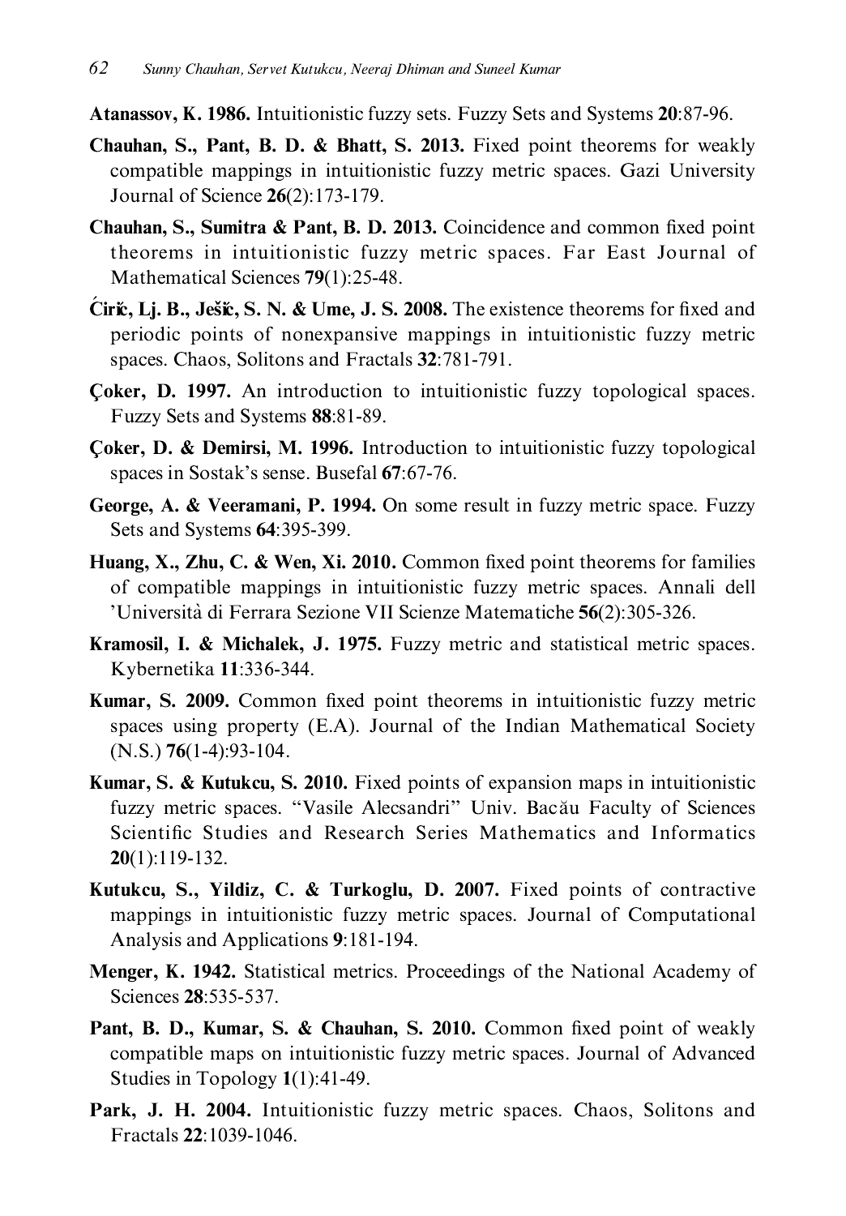**Atanassov, K. 1986.** Intuitionistic fuzzy sets. Fuzzy Sets and Systems **20**:87-96.

**Chauhan, S., Pant, B. D. & Bhatt, S. 2013.** Fixed point theorems for weakly compatible mappings in intuitionistic fuzzy metric spaces. Gazi University Journal of Science **26**(2):173-179.

**Chauhan, S., Sumitra & Pant, B. D. 2013.** Coincidence and common fixed point theorems in intuitionistic fuzzy metric spaces. Far East Journal of Mathematical Sciences **79**(1):25-48.

**Ćirić, Lj. B., Ješić, S. N. & Ume, J. S. 2008.** The existence theorems for fixed and periodic points of nonexpansive mappings in intuitionistic fuzzy metric spaces. Chaos, Solitons and Fractals **32**:781-791.

**Çoker, D. 1997.** An introduction to intuitionistic fuzzy topological spaces. Fuzzy Sets and Systems **88**:81-89.

**Çoker, D. & Demirsi, M. 1996.** Introduction to intuitionistic fuzzy topological spaces in Sostak's sense. Busefal **67**:67-76.

**George, A. & Veeramani, P. 1994.** On some result in fuzzy metric space. Fuzzy Sets and Systems **64**:395-399.

**Huang, X., Zhu, C. & Wen, Xi. 2010.** Common fixed point theorems for families of compatible mappings in intuitionistic fuzzy metric spaces. Annali dell 'Università di Ferrara Sezione VII Scienze Matematiche **56**(2):305-326.

**Kramosil, I. & Michalek, J. 1975.** Fuzzy metric and statistical metric spaces. Kybernetika **11**:336-344.

**Kumar, S. 2009.** Common fixed point theorems in intuitionistic fuzzy metric spaces using property (E.A). Journal of the Indian Mathematical Society (N.S.) **76**(1-4):93-104.

**Kumar, S. & Kutukcu, S. 2010.** Fixed points of expansion maps in intuitionistic fuzzy metric spaces. "Vasile Alecsandri" Univ. Bacău Faculty of Sciences Scientific Studies and Research Series Mathematics and Informatics **20**(1):119-132.

**Kutukcu, S., Yildiz, C. & Turkoglu, D. 2007.** Fixed points of contractive mappings in intuitionistic fuzzy metric spaces. Journal of Computational Analysis and Applications **9**:181-194.

**Menger, K. 1942.** Statistical metrics. Proceedings of the National Academy of Sciences **28**:535-537.

**Pant, B. D., Kumar, S. & Chauhan, S. 2010.** Common fixed point of weakly compatible maps on intuitionistic fuzzy metric spaces. Journal of Advanced Studies in Topology **1**(1):41-49.

**Park, J. H. 2004.** Intuitionistic fuzzy metric spaces. Chaos, Solitons and Fractals **22**:1039-1046.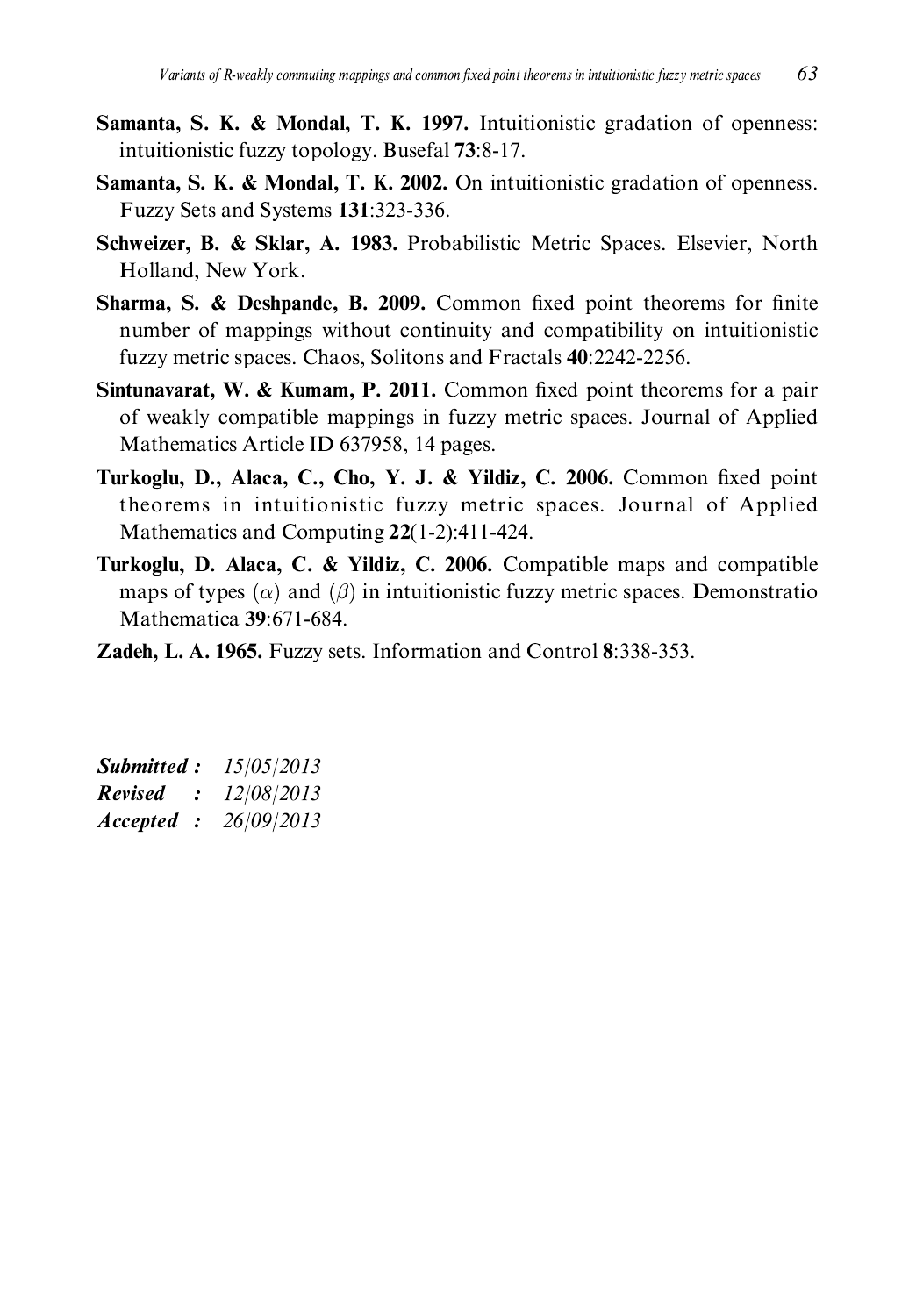**Samanta, S. K. & Mondal, T. K. 1997.** Intuitionistic gradation of openness: intuitionistic fuzzy topology. Busefal **73**:8-17.

**Samanta, S. K. & Mondal, T. K. 2002.** On intuitionistic gradation of openness. Fuzzy Sets and Systems **131**:323-336.

**Schweizer, B. & Sklar, A. 1983.** Probabilistic Metric Spaces. Elsevier, North Holland, New York.

**Sharma, S. & Deshpande, B. 2009.** Common fixed point theorems for finite number of mappings without continuity and compatibility on intuitionistic fuzzy metric spaces. Chaos, Solitons and Fractals **40**:2242-2256.

**Sintunavarat, W. & Kumam, P. 2011.** Common fixed point theorems for a pair of weakly compatible mappings in fuzzy metric spaces. Journal of Applied Mathematics Article ID 637958, 14 pages.

**Turkoglu, D., Alaca, C., Cho, Y. J. & Yildiz, C. 2006.** Common fixed point theorems in intuitionistic fuzzy metric spaces. Journal of Applied Mathematics and Computing **22**(1-2):411-424.

**Turkoglu, D. Alaca, C. & Yildiz, C. 2006.** Compatible maps and compatible maps of types $(\alpha)$ and $(\beta)$ in intuitionistic fuzzy metric spaces. Demonstratio Mathematica **39**:671-684.

**Zadeh, L. A. 1965.** Fuzzy sets. Information and Control **8**:338-353.

***Submitted :*** *15/05/2013*
***Revised :*** *12/08/2013*
***Accepted :*** *26/09/2013*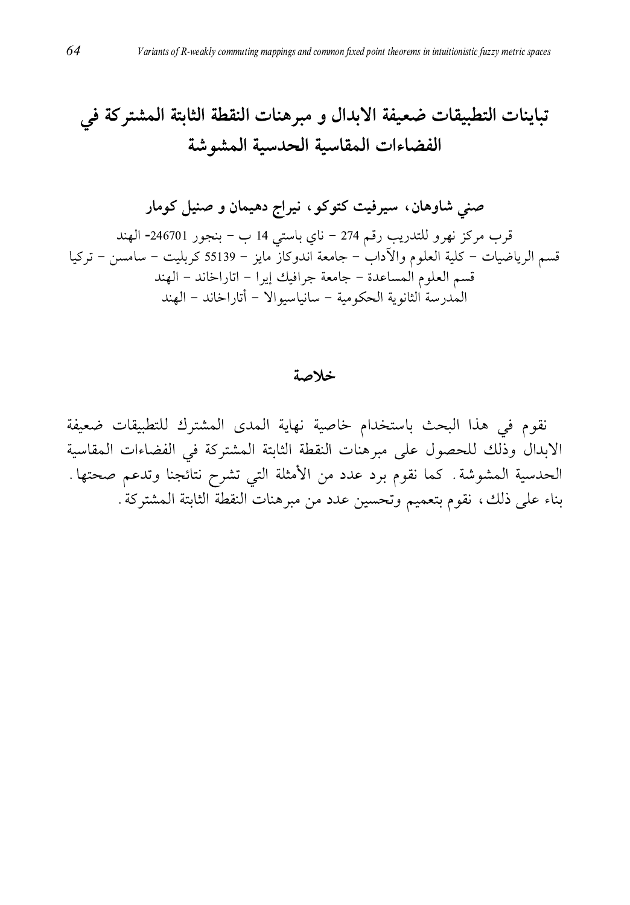# تباينات التطبيقات ضعيفة الابدال و مبرهنات النقطة الثابتة المشتركة في الفضاءات المقاسية الحدسية المشوشة

**صني شاوهان، سيرفيت كتوكو، نيراج دهيمان و صنيل كومار**

قرب مركز نهرو للتدريب رقم 274 – ناي باستي 14 ب – بنجور 246701- الهند

قسم الرياضيات – كلية العلوم والآداب – جامعة اندوكاز مايز – 55139 كربليت – سامسن – تركيا

قسم العلوم المساعدة – جامعة جرافيك إيرا – اتاراخاند – الهند

المدرسة الثانوية الحكومية – سانياسيوالا – أتاراخاند – الهند

## خلاصة

نقوم في هذا البحث باستخدام خاصية نهاية المدى المشترك للتطبيقات ضعيفة الابدال وذلك للحصول على مبرهنات النقطة الثابتة المشتركة في الفضاءات المقاسية الحدسية المشوشة. كما نقوم برد عدد من الأمثلة التي تشرح نتائجنا وتدعم صحتها. بناء على ذلك، نقوم بتعميم وتحسين عدد من مبرهنات النقطة الثابتة المشتركة.